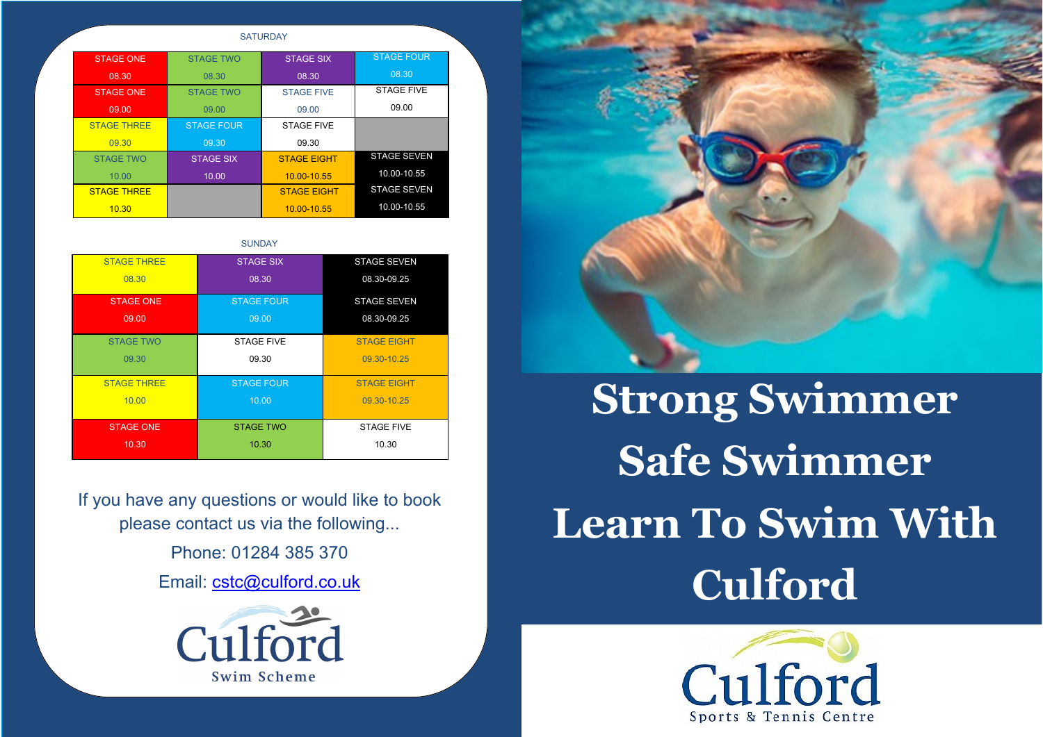## SATURDAY

| | | | |
|---|---|---|---|
| STAGE ONE 08.30 | STAGE TWO 08.30 | STAGE SIX 08.30 | STAGE FOUR 08.30 |
| STAGE ONE 09.00 | STAGE TWO 09.00 | STAGE FIVE 09.00 | STAGE FIVE 09.00 |
| STAGE THREE 09.30 | STAGE FOUR 09.30 | STAGE FIVE 09.30 | |
| STAGE TWO 10.00 | STAGE SIX 10.00 | STAGE EIGHT 10.00-10.55 | STAGE SEVEN 10.00-10.55 |
| STAGE THREE 10.30 | | STAGE EIGHT 10.00-10.55 | STAGE SEVEN 10.00-10.55 |

## SUNDAY

| | | |
|---|---|---|
| STAGE THREE 08.30 | STAGE SIX 08.30 | STAGE SEVEN 08.30-09.25 |
| STAGE ONE 09.00 | STAGE FOUR 09.00 | STAGE SEVEN 08.30-09.25 |
| STAGE TWO 09.30 | STAGE FIVE 09.30 | STAGE EIGHT 09.30-10.25 |
| STAGE THREE 10.00 | STAGE FOUR 10.00 | STAGE EIGHT 09.30-10.25 |
| STAGE ONE 10.30 | STAGE TWO 10.30 | STAGE FIVE 10.30 |

If you have any questions or would like to book please contact us via the following...

Phone: 01284 385 370

Email: cstc@culford.co.uk

Culford Swim Scheme

# Strong Swimmer

# Safe Swimmer

# Learn To Swim With Culford

Culford Sports & Tennis Centre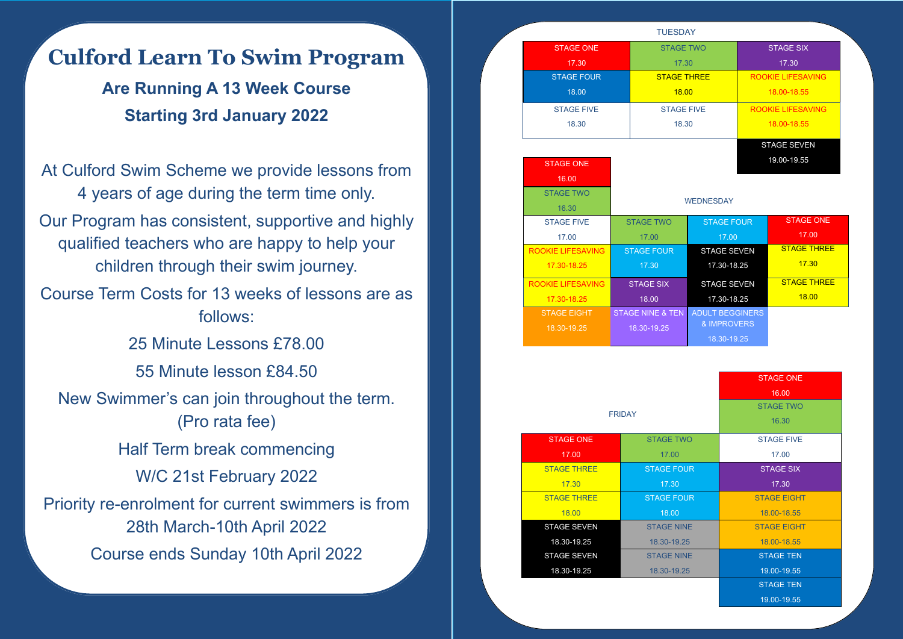# Culford Learn To Swim Program

### Are Running A 13 Week Course
### Starting 3rd January 2022

At Culford Swim Scheme we provide lessons from 4 years of age during the term time only.

Our Program has consistent, supportive and highly qualified teachers who are happy to help your children through their swim journey.

Course Term Costs for 13 weeks of lessons are as follows:

25 Minute Lessons £78.00

55 Minute lesson £84.50

New Swimmer's can join throughout the term. (Pro rata fee)

Half Term break commencing W/C 21st February 2022

Priority re-enrolment for current swimmers is from 28th March-10th April 2022

Course ends Sunday 10th April 2022

## TUESDAY

| | | |
|---|---|---|
| STAGE ONE 17.30 | STAGE TWO 17.30 | STAGE SIX 17.30 |
| STAGE FOUR 18.00 | STAGE THREE 18.00 | ROOKIE LIFESAVING 18.00-18.55 |
| STAGE FIVE 18.30 | STAGE FIVE 18.30 | ROOKIE LIFESAVING 18.00-18.55 |
| | | STAGE SEVEN 19.00-19.55 |

## WEDNESDAY

| | | | |
|---|---|---|---|
| STAGE ONE 16.00 | | | |
| STAGE TWO 16.30 | | | |
| STAGE FIVE 17.00 | STAGE TWO 17.00 | STAGE FOUR 17.00 | STAGE ONE 17.00 |
| ROOKIE LIFESAVING 17.30-18.25 | STAGE FOUR 17.30 | STAGE SEVEN 17.30-18.25 | STAGE THREE 17.30 |
| ROOKIE LIFESAVING 17.30-18.25 | STAGE SIX 18.00 | STAGE SEVEN 17.30-18.25 | STAGE THREE 18.00 |
| STAGE EIGHT 18.30-19.25 | STAGE NINE & TEN 18.30-19.25 | ADULT BEGGINERS & IMPROVERS 18.30-19.25 | |

## FRIDAY

| | | |
|---|---|---|
| | | STAGE ONE 16.00 |
| | | STAGE TWO 16.30 |
| STAGE ONE 17.00 | STAGE TWO 17.00 | STAGE FIVE 17.00 |
| STAGE THREE 17.30 | STAGE FOUR 17.30 | STAGE SIX 17.30 |
| STAGE THREE 18.00 | STAGE FOUR 18.00 | STAGE EIGHT 18.00-18.55 |
| STAGE SEVEN 18.30-19.25 | STAGE NINE 18.30-19.25 | STAGE EIGHT 18.00-18.55 |
| STAGE SEVEN 18.30-19.25 | STAGE NINE 18.30-19.25 | STAGE TEN 19.00-19.55 |
| | | STAGE TEN 19.00-19.55 |